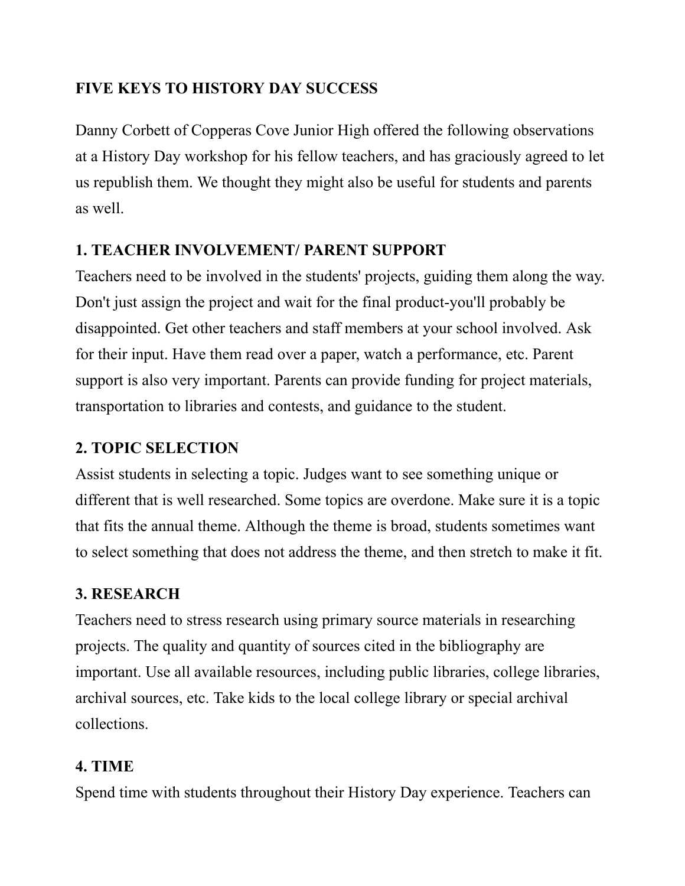# FIVE KEYS TO HISTORY DAY SUCCESS

Danny Corbett of Copperas Cove Junior High offered the following observations at a History Day workshop for his fellow teachers, and has graciously agreed to let us republish them. We thought they might also be useful for students and parents as well.

## 1. TEACHER INVOLVEMENT/ PARENT SUPPORT

Teachers need to be involved in the students' projects, guiding them along the way. Don't just assign the project and wait for the final product-you'll probably be disappointed. Get other teachers and staff members at your school involved. Ask for their input. Have them read over a paper, watch a performance, etc. Parent support is also very important. Parents can provide funding for project materials, transportation to libraries and contests, and guidance to the student.

## 2. TOPIC SELECTION

Assist students in selecting a topic. Judges want to see something unique or different that is well researched. Some topics are overdone. Make sure it is a topic that fits the annual theme. Although the theme is broad, students sometimes want to select something that does not address the theme, and then stretch to make it fit.

## 3. RESEARCH

Teachers need to stress research using primary source materials in researching projects. The quality and quantity of sources cited in the bibliography are important. Use all available resources, including public libraries, college libraries, archival sources, etc. Take kids to the local college library or special archival collections.

## 4. TIME

Spend time with students throughout their History Day experience. Teachers can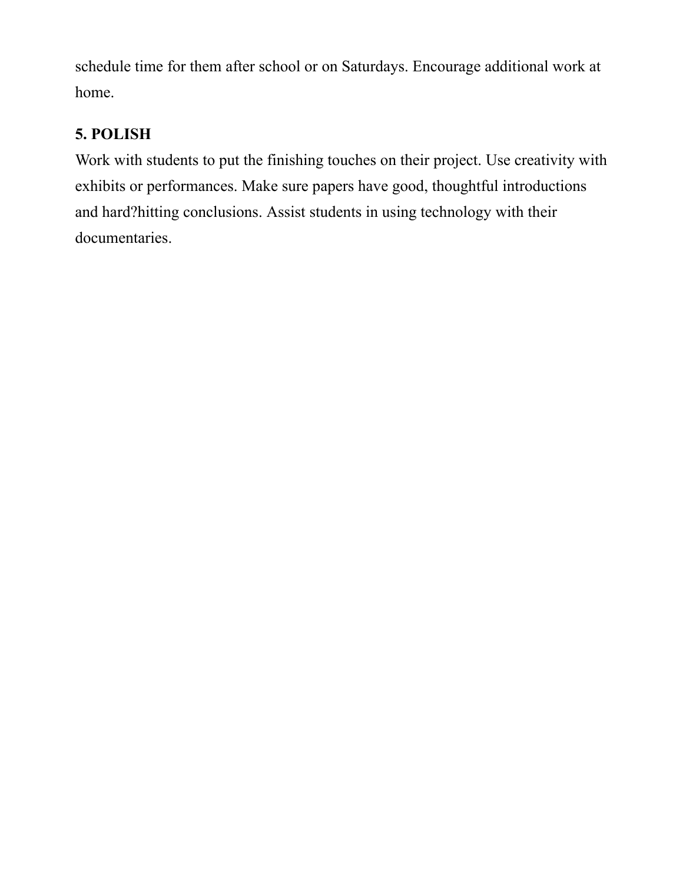schedule time for them after school or on Saturdays. Encourage additional work at home.

**5. POLISH**

Work with students to put the finishing touches on their project. Use creativity with exhibits or performances. Make sure papers have good, thoughtful introductions and hard?hitting conclusions. Assist students in using technology with their documentaries.